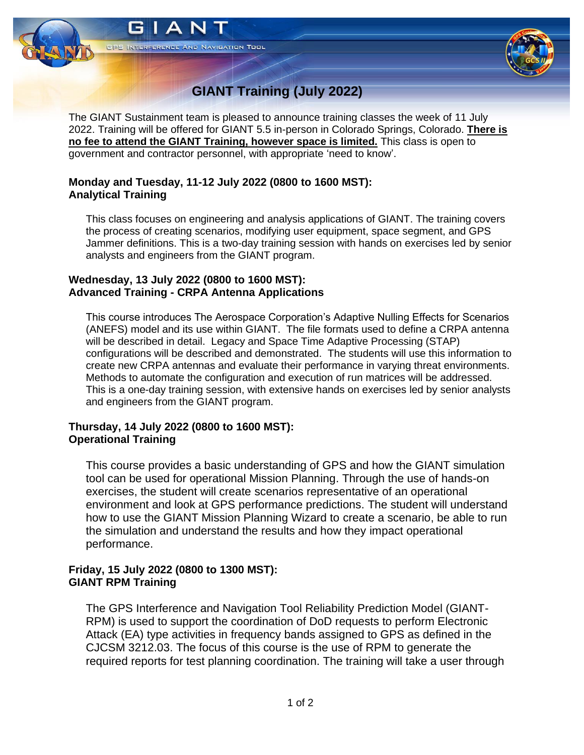# GIANT Training (July 2022)

The GIANT Sustainment team is pleased to announce training classes the week of 11 July 2022. Training will be offered for GIANT 5.5 in-person in Colorado Springs, Colorado. **There is no fee to attend the GIANT Training, however space is limited.** This class is open to government and contractor personnel, with appropriate 'need to know'.

### Monday and Tuesday, 11-12 July 2022 (0800 to 1600 MST): Analytical Training

This class focuses on engineering and analysis applications of GIANT. The training covers the process of creating scenarios, modifying user equipment, space segment, and GPS Jammer definitions. This is a two-day training session with hands on exercises led by senior analysts and engineers from the GIANT program.

### Wednesday, 13 July 2022 (0800 to 1600 MST): Advanced Training - CRPA Antenna Applications

This course introduces The Aerospace Corporation's Adaptive Nulling Effects for Scenarios (ANEFS) model and its use within GIANT. The file formats used to define a CRPA antenna will be described in detail. Legacy and Space Time Adaptive Processing (STAP) configurations will be described and demonstrated. The students will use this information to create new CRPA antennas and evaluate their performance in varying threat environments. Methods to automate the configuration and execution of run matrices will be addressed. This is a one-day training session, with extensive hands on exercises led by senior analysts and engineers from the GIANT program.

### Thursday, 14 July 2022 (0800 to 1600 MST): Operational Training

This course provides a basic understanding of GPS and how the GIANT simulation tool can be used for operational Mission Planning. Through the use of hands-on exercises, the student will create scenarios representative of an operational environment and look at GPS performance predictions. The student will understand how to use the GIANT Mission Planning Wizard to create a scenario, be able to run the simulation and understand the results and how they impact operational performance.

### Friday, 15 July 2022 (0800 to 1300 MST): GIANT RPM Training

The GPS Interference and Navigation Tool Reliability Prediction Model (GIANT-RPM) is used to support the coordination of DoD requests to perform Electronic Attack (EA) type activities in frequency bands assigned to GPS as defined in the CJCSM 3212.03. The focus of this course is the use of RPM to generate the required reports for test planning coordination. The training will take a user through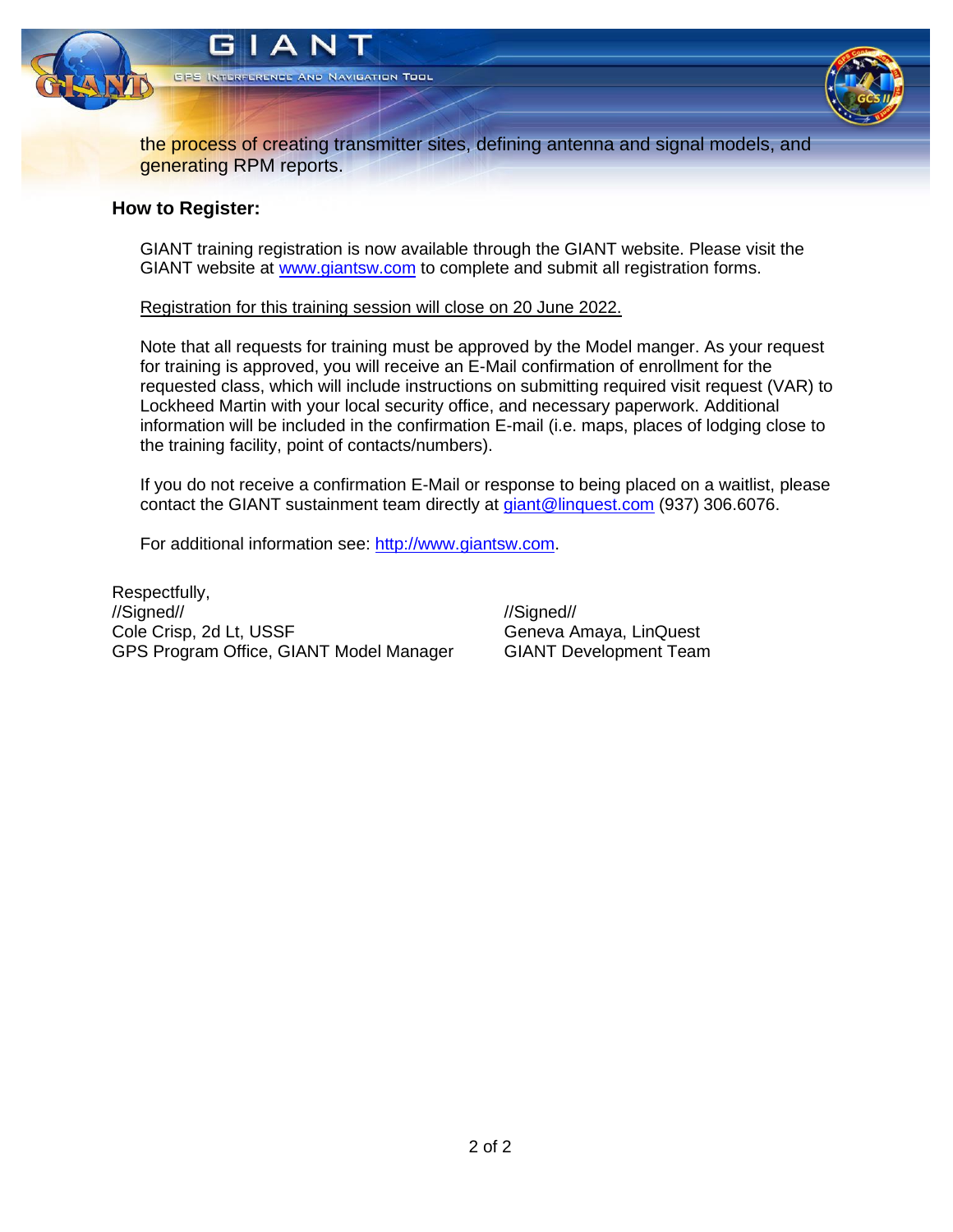the process of creating transmitter sites, defining antenna and signal models, and generating RPM reports.

**How to Register:**

GIANT training registration is now available through the GIANT website. Please visit the GIANT website at [www.giantsw.com](http://www.giantsw.com) to complete and submit all registration forms.

Registration for this training session will close on 20 June 2022.

Note that all requests for training must be approved by the Model manger. As your request for training is approved, you will receive an E-Mail confirmation of enrollment for the requested class, which will include instructions on submitting required visit request (VAR) to Lockheed Martin with your local security office, and necessary paperwork. Additional information will be included in the confirmation E-mail (i.e. maps, places of lodging close to the training facility, point of contacts/numbers).

If you do not receive a confirmation E-Mail or response to being placed on a waitlist, please contact the GIANT sustainment team directly at [giant@linquest.com](mailto:giant@linquest.com) (937) 306.6076.

For additional information see: [http://www.giantsw.com](http://www.giantsw.com).

Respectfully,

//Signed//
Cole Crisp, 2d Lt, USSF
GPS Program Office, GIANT Model Manager

//Signed//
Geneva Amaya, LinQuest
GIANT Development Team